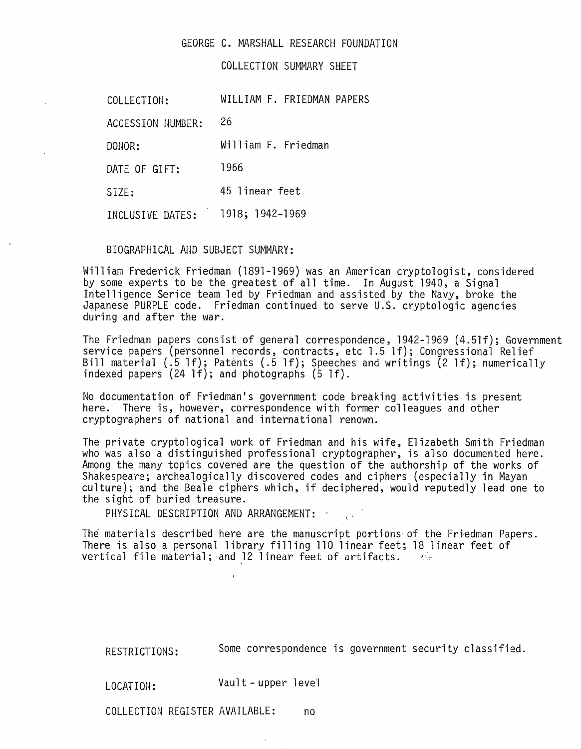# GEORGE C. MARSHALL RESEARCH FOUNDATION

## COLLECTION SUMMARY SHEET

COLLECTION: WILLIAM F. FRIEDMAN PAPERS

ACCESSION NUMBER: 26

DONOR: William F. Friedman

DATE OF GIFT: 1966

SIZE: 45 linear feet

INCLUSIVE DATES: 1918; 1942-1969

### BIOGRAPHICAL AND SUBJECT SUMMARY:

William Frederick Friedman (1891-1969) was an American cryptologist, considered by some experts to be the greatest of all time. In August 1940, a Signal Intelligence Serice team led by Friedman and assisted by the Navy, broke the Japanese PURPLE code. Friedman continued to serve U.S. cryptologic agencies during and after the war.

The Friedman papers consist of general correspondence, 1942-1969 (4.5lf); Government service papers (personnel records, contracts, etc 1.5 lf); Congressional Relief Bill material (.5 lf); Patents (.5 lf); Speeches and writings (2 lf); numerically indexed papers (24 lf); and photographs (5 lf).

No documentation of Friedman's government code breaking activities is present here. There is, however, correspondence with former colleagues and other cryptographers of national and international renown.

The private cryptological work of Friedman and his wife, Elizabeth Smith Friedman who was also a distinguished professional cryptographer, is also documented here. Among the many topics covered are the question of the authorship of the works of Shakespeare; archealogically discovered codes and ciphers (especially in Mayan culture); and the Beale ciphers which, if deciphered, would reputedly lead one to the sight of buried treasure.

### PHYSICAL DESCRIPTION AND ARRANGEMENT:

The materials described here are the manuscript portions of the Friedman Papers. There is also a personal library filling 110 linear feet; 18 linear feet of vertical file material; and 12 linear feet of artifacts.

RESTRICTIONS: Some correspondence is government security classified.

LOCATION: Vault - upper level

COLLECTION REGISTER AVAILABLE: no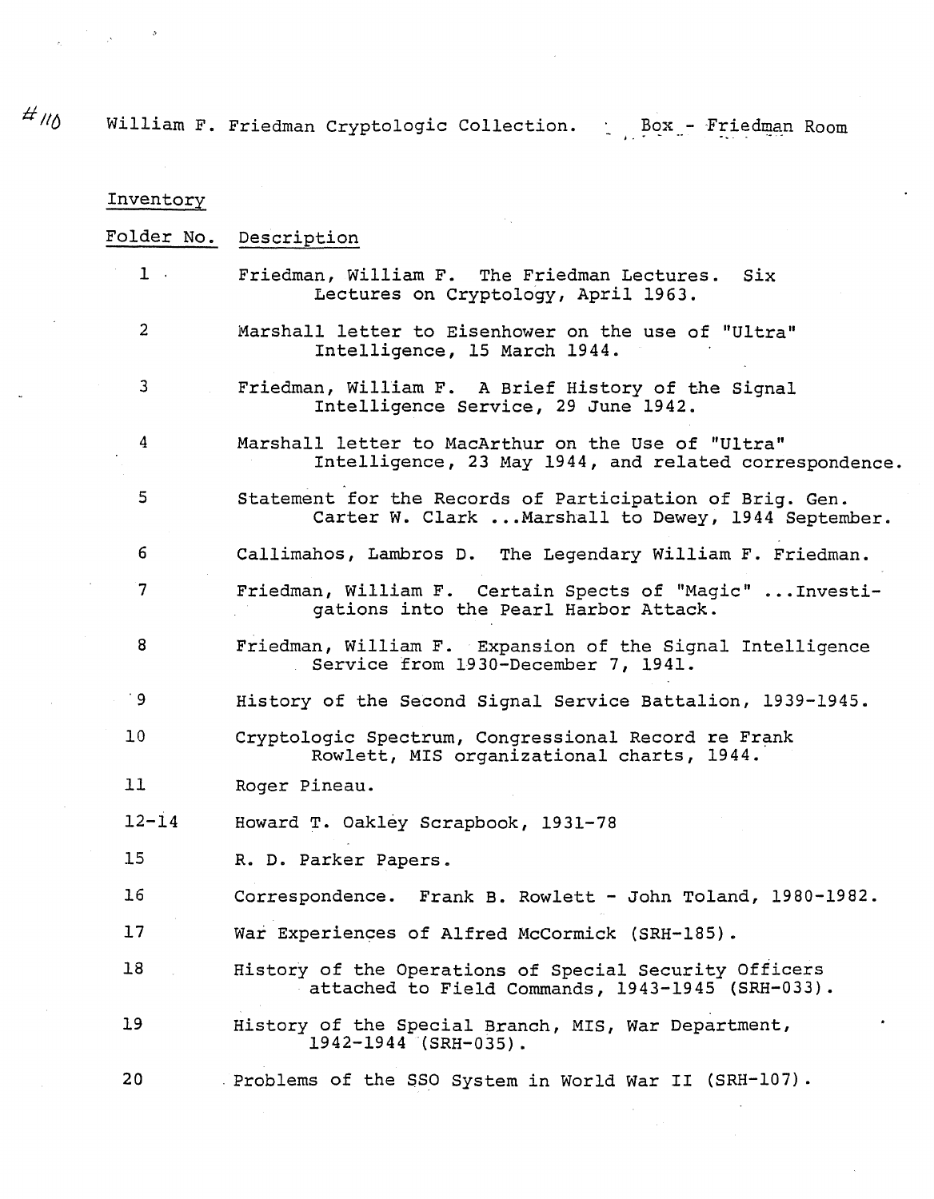#110 William F. Friedman Cryptologic Collection. Box - Friedman Room

Inventory

| Folder No. | Description |
|---|---|
| 1 | Friedman, William F. The Friedman Lectures. Six Lectures on Cryptology, April 1963. |
| 2 | Marshall letter to Eisenhower on the use of "Ultra" Intelligence, 15 March 1944. |
| 3 | Friedman, William F. A Brief History of the Signal Intelligence Service, 29 June 1942. |
| 4 | Marshall letter to MacArthur on the Use of "Ultra" Intelligence, 23 May 1944, and related correspondence. |
| 5 | Statement for the Records of Participation of Brig. Gen. Carter W. Clark ...Marshall to Dewey, 1944 September. |
| 6 | Callimahos, Lambros D. The Legendary William F. Friedman. |
| 7 | Friedman, William F. Certain Spects of "Magic" ...Investigations into the Pearl Harbor Attack. |
| 8 | Friedman, William F. Expansion of the Signal Intelligence Service from 1930-December 7, 1941. |
| 9 | History of the Second Signal Service Battalion, 1939-1945. |
| 10 | Cryptologic Spectrum, Congressional Record re Frank Rowlett, MIS organizational charts, 1944. |
| 11 | Roger Pineau. |
| 12-14 | Howard T. Oakley Scrapbook, 1931-78 |
| 15 | R. D. Parker Papers. |
| 16 | Correspondence. Frank B. Rowlett - John Toland, 1980-1982. |
| 17 | War Experiences of Alfred McCormick (SRH-185). |
| 18 | History of the Operations of Special Security Officers attached to Field Commands, 1943-1945 (SRH-033). |
| 19 | History of the Special Branch, MIS, War Department, 1942-1944 (SRH-035). |
| 20 | Problems of the SSO System in World War II (SRH-107). |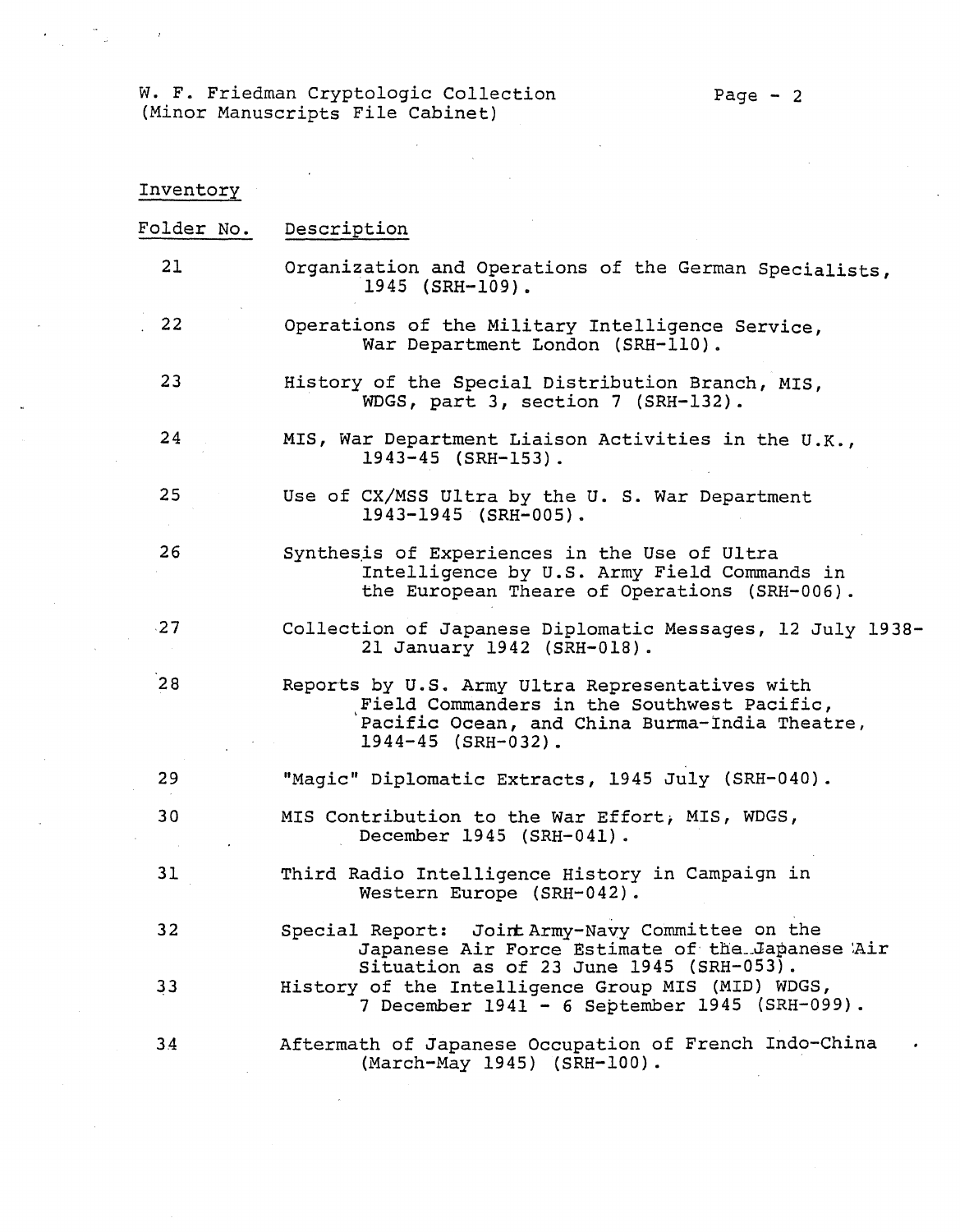W. F. Friedman Cryptologic Collection
(Minor Manuscripts File Cabinet)

Inventory

| Folder No. | Description |
|---|---|
| 21 | Organization and Operations of the German Specialists, 1945 (SRH-109). |
| 22 | Operations of the Military Intelligence Service, War Department London (SRH-110). |
| 23 | History of the Special Distribution Branch, MIS, WDGS, part 3, section 7 (SRH-132). |
| 24 | MIS, War Department Liaison Activities in the U.K., 1943-45 (SRH-153). |
| 25 | Use of CX/MSS Ultra by the U. S. War Department 1943-1945 (SRH-005). |
| 26 | Synthesis of Experiences in the Use of Ultra Intelligence by U.S. Army Field Commands in the European Theare of Operations (SRH-006). |
| 27 | Collection of Japanese Diplomatic Messages, 12 July 1938-21 January 1942 (SRH-018). |
| 28 | Reports by U.S. Army Ultra Representatives with Field Commanders in the Southwest Pacific, Pacific Ocean, and China Burma-India Theatre, 1944-45 (SRH-032). |
| 29 | "Magic" Diplomatic Extracts, 1945 July (SRH-040). |
| 30 | MIS Contribution to the War Effort, MIS, WDGS, December 1945 (SRH-041). |
| 31 | Third Radio Intelligence History in Campaign in Western Europe (SRH-042). |
| 32 | Special Report: Joint Army-Navy Committee on the Japanese Air Force Estimate of the Japanese Air Situation as of 23 June 1945 (SRH-053). |
| 33 | History of the Intelligence Group MIS (MID) WDGS, 7 December 1941 - 6 September 1945 (SRH-099). |
| 34 | Aftermath of Japanese Occupation of French Indo-China (March-May 1945) (SRH-100). |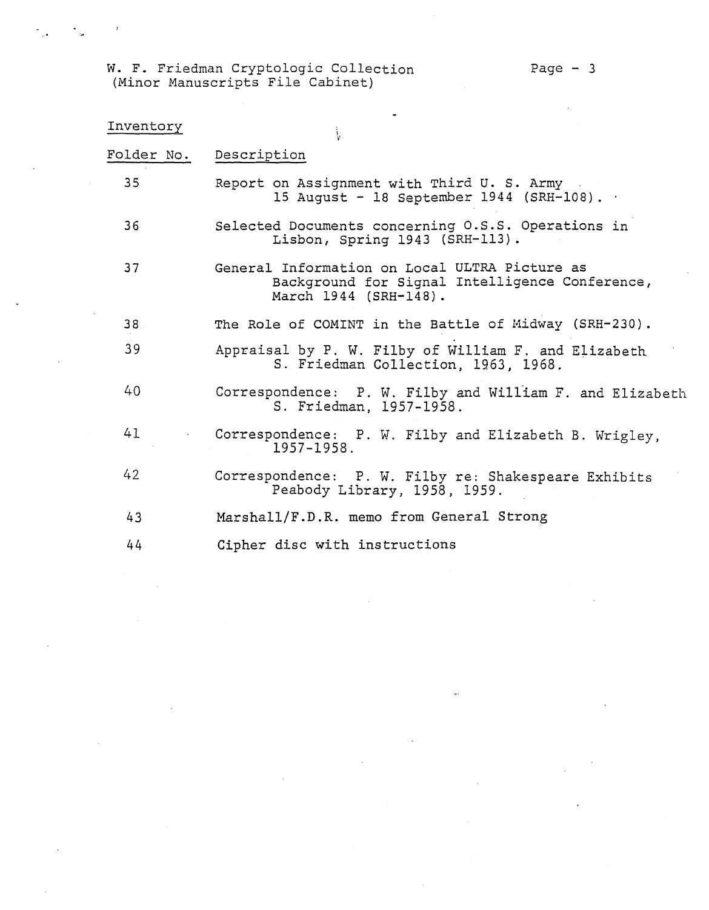W. F. Friedman Cryptologic Collection
(Minor Manuscripts File Cabinet)

Inventory

| Folder No. | Description |
|---|---|
| 35 | Report on Assignment with Third U. S. Army 15 August - 18 September 1944 (SRH-108). |
| 36 | Selected Documents concerning O.S.S. Operations in Lisbon, Spring 1943 (SRH-113). |
| 37 | General Information on Local ULTRA Picture as Background for Signal Intelligence Conference, March 1944 (SRH-148). |
| 38 | The Role of COMINT in the Battle of Midway (SRH-230). |
| 39 | Appraisal by P. W. Filby of William F. and Elizabeth S. Friedman Collection, 1963, 1968. |
| 40 | Correspondence: P. W. Filby and William F. and Elizabeth S. Friedman, 1957-1958. |
| 41 | Correspondence: P. W. Filby and Elizabeth B. Wrigley, 1957-1958. |
| 42 | Correspondence: P. W. Filby re: Shakespeare Exhibits Peabody Library, 1958, 1959. |
| 43 | Marshall/F.D.R. memo from General Strong |
| 44 | Cipher disc with instructions |